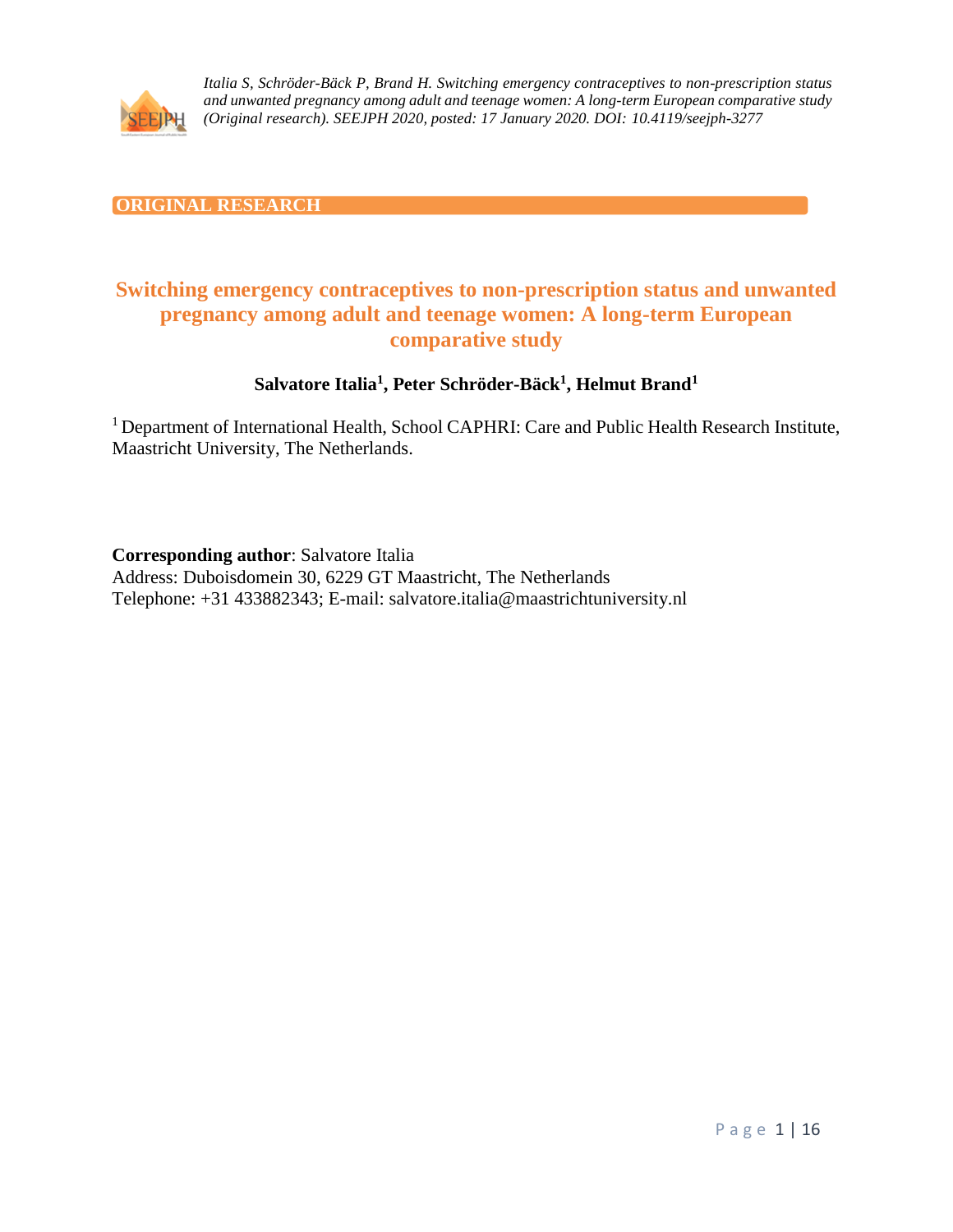ORIGINAL RESEARCH

# Switching emergency contraceptives to non-prescription status and unwanted pregnancy among adult and teenage women: A long-term European comparative study

**Salvatore Italia[1], Peter Schröder-Bäck[1], Helmut Brand[1]**

[1] Department of International Health, School CAPHRI: Care and Public Health Research Institute, Maastricht University, The Netherlands.

**Corresponding author**: Salvatore Italia
Address: Duboisdomein 30, 6229 GT Maastricht, The Netherlands
Telephone: +31 433882343; E-mail: salvatore.italia@maastrichtuniversity.nl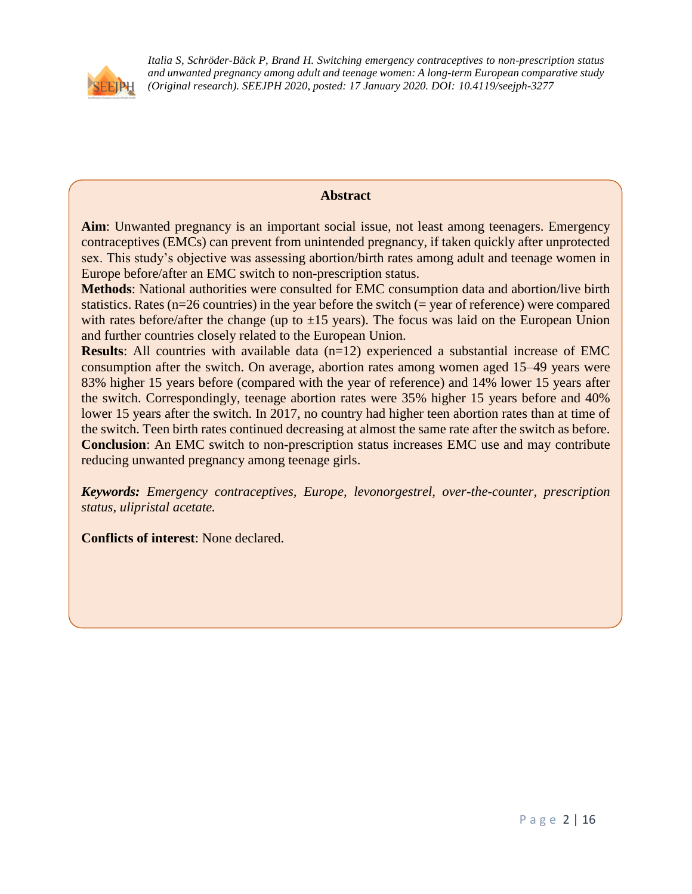## Abstract

**Aim**: Unwanted pregnancy is an important social issue, not least among teenagers. Emergency contraceptives (EMCs) can prevent from unintended pregnancy, if taken quickly after unprotected sex. This study's objective was assessing abortion/birth rates among adult and teenage women in Europe before/after an EMC switch to non-prescription status.

**Methods**: National authorities were consulted for EMC consumption data and abortion/live birth statistics. Rates (n=26 countries) in the year before the switch (= year of reference) were compared with rates before/after the change (up to ±15 years). The focus was laid on the European Union and further countries closely related to the European Union.

**Results**: All countries with available data (n=12) experienced a substantial increase of EMC consumption after the switch. On average, abortion rates among women aged 15–49 years were 83% higher 15 years before (compared with the year of reference) and 14% lower 15 years after the switch. Correspondingly, teenage abortion rates were 35% higher 15 years before and 40% lower 15 years after the switch. In 2017, no country had higher teen abortion rates than at time of the switch. Teen birth rates continued decreasing at almost the same rate after the switch as before.

**Conclusion**: An EMC switch to non-prescription status increases EMC use and may contribute reducing unwanted pregnancy among teenage girls.

***Keywords:*** *Emergency contraceptives, Europe, levonorgestrel, over-the-counter, prescription status, ulipristal acetate.*

**Conflicts of interest**: None declared.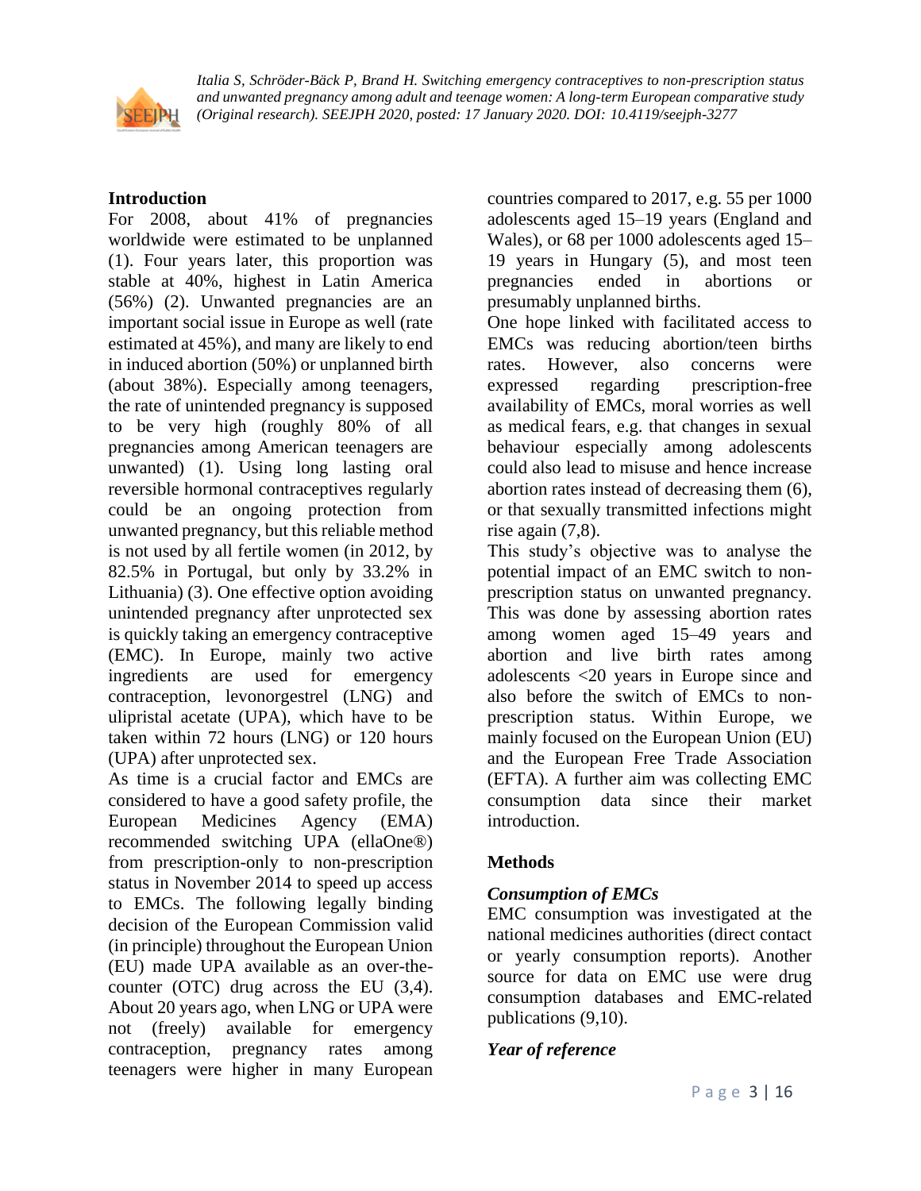## Introduction

For 2008, about 41% of pregnancies worldwide were estimated to be unplanned (1). Four years later, this proportion was stable at 40%, highest in Latin America (56%) (2). Unwanted pregnancies are an important social issue in Europe as well (rate estimated at 45%), and many are likely to end in induced abortion (50%) or unplanned birth (about 38%). Especially among teenagers, the rate of unintended pregnancy is supposed to be very high (roughly 80% of all pregnancies among American teenagers are unwanted) (1). Using long lasting oral reversible hormonal contraceptives regularly could be an ongoing protection from unwanted pregnancy, but this reliable method is not used by all fertile women (in 2012, by 82.5% in Portugal, but only by 33.2% in Lithuania) (3). One effective option avoiding unintended pregnancy after unprotected sex is quickly taking an emergency contraceptive (EMC). In Europe, mainly two active ingredients are used for emergency contraception, levonorgestrel (LNG) and ulipristal acetate (UPA), which have to be taken within 72 hours (LNG) or 120 hours (UPA) after unprotected sex.

As time is a crucial factor and EMCs are considered to have a good safety profile, the European Medicines Agency (EMA) recommended switching UPA (ellaOne®) from prescription-only to non-prescription status in November 2014 to speed up access to EMCs. The following legally binding decision of the European Commission valid (in principle) throughout the European Union (EU) made UPA available as an over-the-counter (OTC) drug across the EU (3,4). About 20 years ago, when LNG or UPA were not (freely) available for emergency contraception, pregnancy rates among teenagers were higher in many European countries compared to 2017, e.g. 55 per 1000 adolescents aged 15–19 years (England and Wales), or 68 per 1000 adolescents aged 15–19 years in Hungary (5), and most teen pregnancies ended in abortions or presumably unplanned births.

One hope linked with facilitated access to EMCs was reducing abortion/teen births rates. However, also concerns were expressed regarding prescription-free availability of EMCs, moral worries as well as medical fears, e.g. that changes in sexual behaviour especially among adolescents could also lead to misuse and hence increase abortion rates instead of decreasing them (6), or that sexually transmitted infections might rise again (7,8).

This study's objective was to analyse the potential impact of an EMC switch to non-prescription status on unwanted pregnancy. This was done by assessing abortion rates among women aged 15–49 years and abortion and live birth rates among adolescents <20 years in Europe since and also before the switch of EMCs to non-prescription status. Within Europe, we mainly focused on the European Union (EU) and the European Free Trade Association (EFTA). A further aim was collecting EMC consumption data since their market introduction.

## Methods

### *Consumption of EMCs*

EMC consumption was investigated at the national medicines authorities (direct contact or yearly consumption reports). Another source for data on EMC use were drug consumption databases and EMC-related publications (9,10).

### *Year of reference*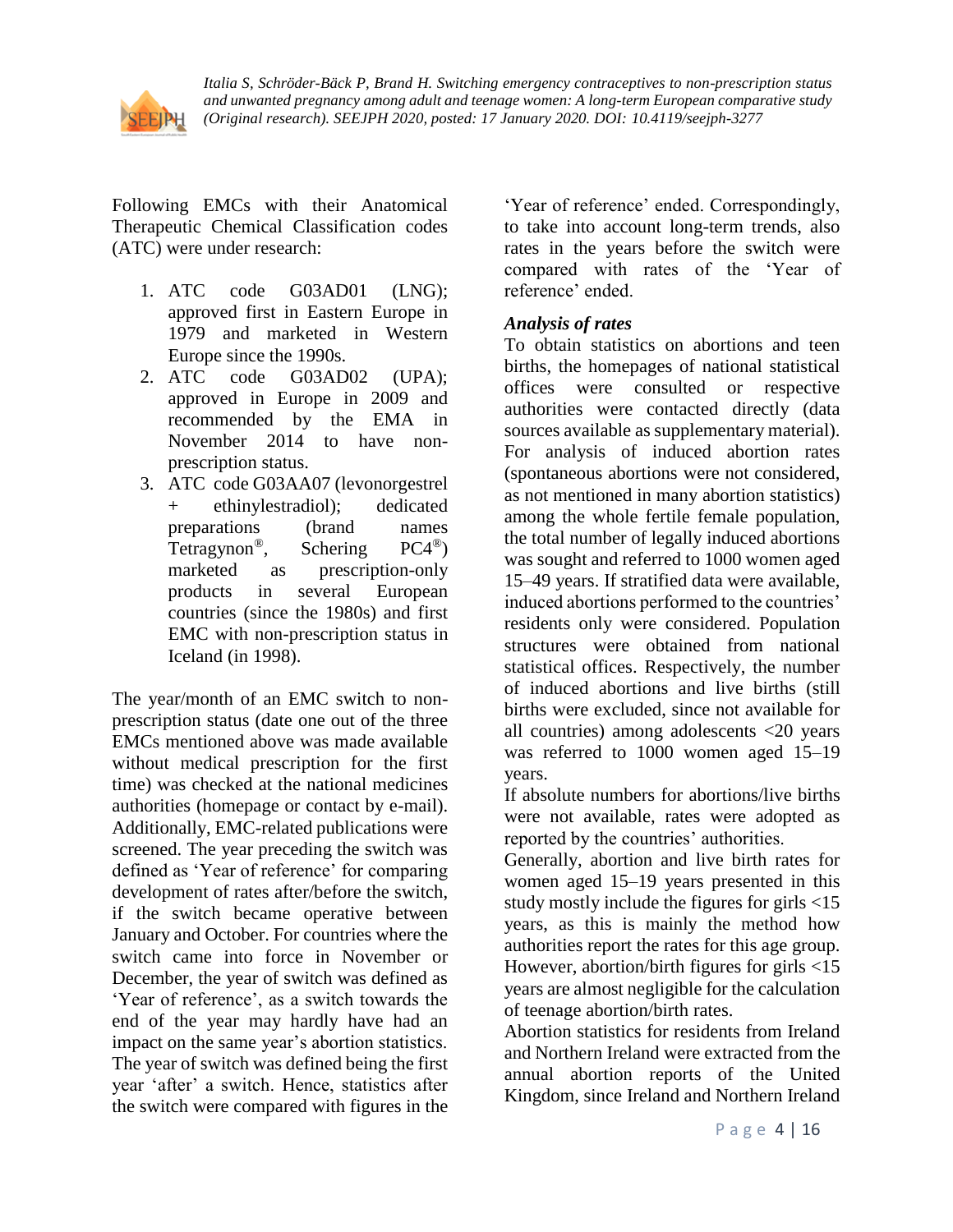Following EMCs with their Anatomical Therapeutic Chemical Classification codes (ATC) were under research:

1. ATC code G03AD01 (LNG); approved first in Eastern Europe in 1979 and marketed in Western Europe since the 1990s.
2. ATC code G03AD02 (UPA); approved in Europe in 2009 and recommended by the EMA in November 2014 to have non-prescription status.
3. ATC code G03AA07 (levonorgestrel + ethinylestradiol); dedicated preparations (brand names Tetragynon®, Schering PC4®) marketed as prescription-only products in several European countries (since the 1980s) and first EMC with non-prescription status in Iceland (in 1998).

The year/month of an EMC switch to non-prescription status (date one out of the three EMCs mentioned above was made available without medical prescription for the first time) was checked at the national medicines authorities (homepage or contact by e-mail). Additionally, EMC-related publications were screened. The year preceding the switch was defined as 'Year of reference' for comparing development of rates after/before the switch, if the switch became operative between January and October. For countries where the switch came into force in November or December, the year of switch was defined as 'Year of reference', as a switch towards the end of the year may hardly have had an impact on the same year's abortion statistics. The year of switch was defined being the first year 'after' a switch. Hence, statistics after the switch were compared with figures in the 'Year of reference' ended. Correspondingly, to take into account long-term trends, also rates in the years before the switch were compared with rates of the 'Year of reference' ended.

### *Analysis of rates*

To obtain statistics on abortions and teen births, the homepages of national statistical offices were consulted or respective authorities were contacted directly (data sources available as supplementary material). For analysis of induced abortion rates (spontaneous abortions were not considered, as not mentioned in many abortion statistics) among the whole fertile female population, the total number of legally induced abortions was sought and referred to 1000 women aged 15–49 years. If stratified data were available, induced abortions performed to the countries' residents only were considered. Population structures were obtained from national statistical offices. Respectively, the number of induced abortions and live births (still births were excluded, since not available for all countries) among adolescents <20 years was referred to 1000 women aged 15–19 years.

If absolute numbers for abortions/live births were not available, rates were adopted as reported by the countries' authorities.

Generally, abortion and live birth rates for women aged 15–19 years presented in this study mostly include the figures for girls <15 years, as this is mainly the method how authorities report the rates for this age group. However, abortion/birth figures for girls <15 years are almost negligible for the calculation of teenage abortion/birth rates.

Abortion statistics for residents from Ireland and Northern Ireland were extracted from the annual abortion reports of the United Kingdom, since Ireland and Northern Ireland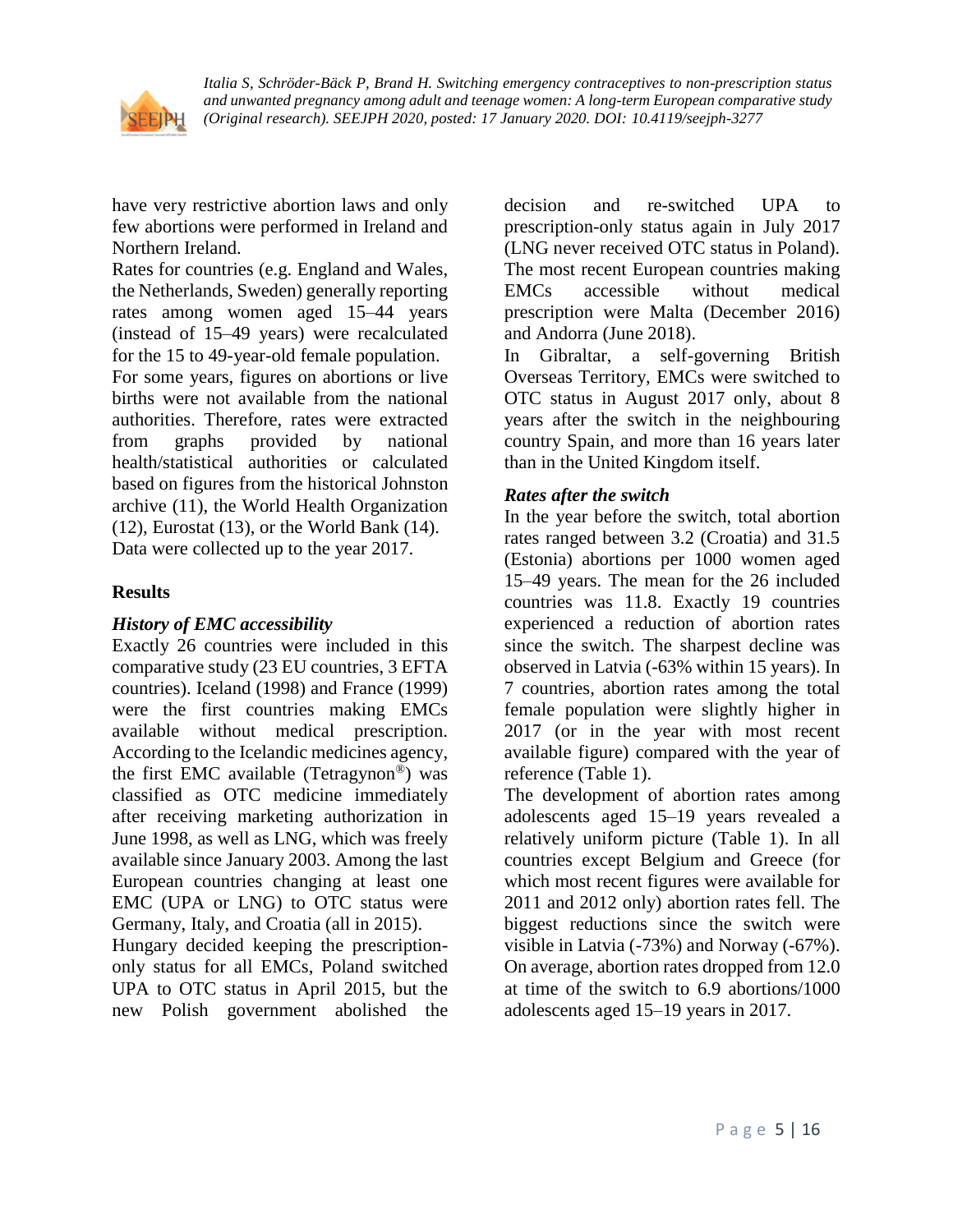have very restrictive abortion laws and only few abortions were performed in Ireland and Northern Ireland.

Rates for countries (e.g. England and Wales, the Netherlands, Sweden) generally reporting rates among women aged 15–44 years (instead of 15–49 years) were recalculated for the 15 to 49-year-old female population.

For some years, figures on abortions or live births were not available from the national authorities. Therefore, rates were extracted from graphs provided by national health/statistical authorities or calculated based on figures from the historical Johnston archive (11), the World Health Organization (12), Eurostat (13), or the World Bank (14). Data were collected up to the year 2017.

## Results

### *History of EMC accessibility*

Exactly 26 countries were included in this comparative study (23 EU countries, 3 EFTA countries). Iceland (1998) and France (1999) were the first countries making EMCs available without medical prescription. According to the Icelandic medicines agency, the first EMC available (Tetragynon®) was classified as OTC medicine immediately after receiving marketing authorization in June 1998, as well as LNG, which was freely available since January 2003. Among the last European countries changing at least one EMC (UPA or LNG) to OTC status were Germany, Italy, and Croatia (all in 2015).

Hungary decided keeping the prescription-only status for all EMCs, Poland switched UPA to OTC status in April 2015, but the new Polish government abolished the decision and re-switched UPA to prescription-only status again in July 2017 (LNG never received OTC status in Poland). The most recent European countries making EMCs accessible without medical prescription were Malta (December 2016) and Andorra (June 2018).

In Gibraltar, a self-governing British Overseas Territory, EMCs were switched to OTC status in August 2017 only, about 8 years after the switch in the neighbouring country Spain, and more than 16 years later than in the United Kingdom itself.

### *Rates after the switch*

In the year before the switch, total abortion rates ranged between 3.2 (Croatia) and 31.5 (Estonia) abortions per 1000 women aged 15–49 years. The mean for the 26 included countries was 11.8. Exactly 19 countries experienced a reduction of abortion rates since the switch. The sharpest decline was observed in Latvia (-63% within 15 years). In 7 countries, abortion rates among the total female population were slightly higher in 2017 (or in the year with most recent available figure) compared with the year of reference (Table 1).

The development of abortion rates among adolescents aged 15–19 years revealed a relatively uniform picture (Table 1). In all countries except Belgium and Greece (for which most recent figures were available for 2011 and 2012 only) abortion rates fell. The biggest reductions since the switch were visible in Latvia (-73%) and Norway (-67%). On average, abortion rates dropped from 12.0 at time of the switch to 6.9 abortions/1000 adolescents aged 15–19 years in 2017.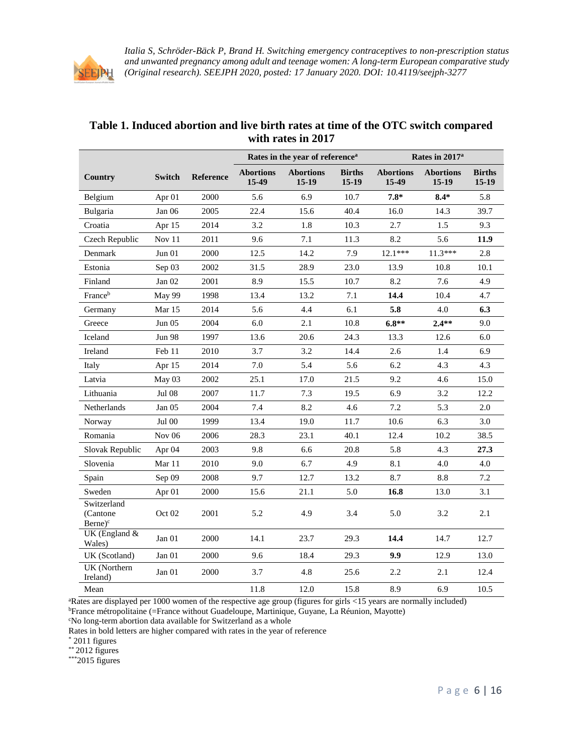**Table 1. Induced abortion and live birth rates at time of the OTC switch compared with rates in 2017**

| Country | Switch | Reference | Rates in the year of reference[a] | | | Rates in 2017[a] | | |
|---|---|---|---|---|---|---|---|---|
| | | | Abortions 15-49 | Abortions 15-19 | Births 15-19 | Abortions 15-49 | Abortions 15-19 | Births 15-19 |
| Belgium | Apr 01 | 2000 | 5.6 | 6.9 | 10.7 | **7.8*** | **8.4*** | 5.8 |
| Bulgaria | Jan 06 | 2005 | 22.4 | 15.6 | 40.4 | 16.0 | 14.3 | 39.7 |
| Croatia | Apr 15 | 2014 | 3.2 | 1.8 | 10.3 | 2.7 | 1.5 | 9.3 |
| Czech Republic | Nov 11 | 2011 | 9.6 | 7.1 | 11.3 | 8.2 | 5.6 | **11.9** |
| Denmark | Jun 01 | 2000 | 12.5 | 14.2 | 7.9 | 12.1*** | 11.3*** | 2.8 |
| Estonia | Sep 03 | 2002 | 31.5 | 28.9 | 23.0 | 13.9 | 10.8 | 10.1 |
| Finland | Jan 02 | 2001 | 8.9 | 15.5 | 10.7 | 8.2 | 7.6 | 4.9 |
| France[b] | May 99 | 1998 | 13.4 | 13.2 | 7.1 | **14.4** | 10.4 | 4.7 |
| Germany | Mar 15 | 2014 | 5.6 | 4.4 | 6.1 | **5.8** | 4.0 | **6.3** |
| Greece | Jun 05 | 2004 | 6.0 | 2.1 | 10.8 | **6.8**** | **2.4**** | 9.0 |
| Iceland | Jun 98 | 1997 | 13.6 | 20.6 | 24.3 | 13.3 | 12.6 | 6.0 |
| Ireland | Feb 11 | 2010 | 3.7 | 3.2 | 14.4 | 2.6 | 1.4 | 6.9 |
| Italy | Apr 15 | 2014 | 7.0 | 5.4 | 5.6 | 6.2 | 4.3 | 4.3 |
| Latvia | May 03 | 2002 | 25.1 | 17.0 | 21.5 | 9.2 | 4.6 | 15.0 |
| Lithuania | Jul 08 | 2007 | 11.7 | 7.3 | 19.5 | 6.9 | 3.2 | 12.2 |
| Netherlands | Jan 05 | 2004 | 7.4 | 8.2 | 4.6 | 7.2 | 5.3 | 2.0 |
| Norway | Jul 00 | 1999 | 13.4 | 19.0 | 11.7 | 10.6 | 6.3 | 3.0 |
| Romania | Nov 06 | 2006 | 28.3 | 23.1 | 40.1 | 12.4 | 10.2 | 38.5 |
| Slovak Republic | Apr 04 | 2003 | 9.8 | 6.6 | 20.8 | 5.8 | 4.3 | **27.3** |
| Slovenia | Mar 11 | 2010 | 9.0 | 6.7 | 4.9 | 8.1 | 4.0 | 4.0 |
| Spain | Sep 09 | 2008 | 9.7 | 12.7 | 13.2 | 8.7 | 8.8 | 7.2 |
| Sweden | Apr 01 | 2000 | 15.6 | 21.1 | 5.0 | **16.8** | 13.0 | 3.1 |
| Switzerland (Cantone Berne)[c] | Oct 02 | 2001 | 5.2 | 4.9 | 3.4 | 5.0 | 3.2 | 2.1 |
| UK (England & Wales) | Jan 01 | 2000 | 14.1 | 23.7 | 29.3 | **14.4** | 14.7 | 12.7 |
| UK (Scotland) | Jan 01 | 2000 | 9.6 | 18.4 | 29.3 | **9.9** | 12.9 | 13.0 |
| UK (Northern Ireland) | Jan 01 | 2000 | 3.7 | 4.8 | 25.6 | 2.2 | 2.1 | 12.4 |
| Mean | | | 11.8 | 12.0 | 15.8 | 8.9 | 6.9 | 10.5 |

[a]Rates are displayed per 1000 women of the respective age group (figures for girls <15 years are normally included)
[b]France métropolitaine (=France without Guadeloupe, Martinique, Guyane, La Réunion, Mayotte)
[c]No long-term abortion data available for Switzerland as a whole
Rates in bold letters are higher compared with rates in the year of reference
\* 2011 figures
\*\* 2012 figures
\*\*\*2015 figures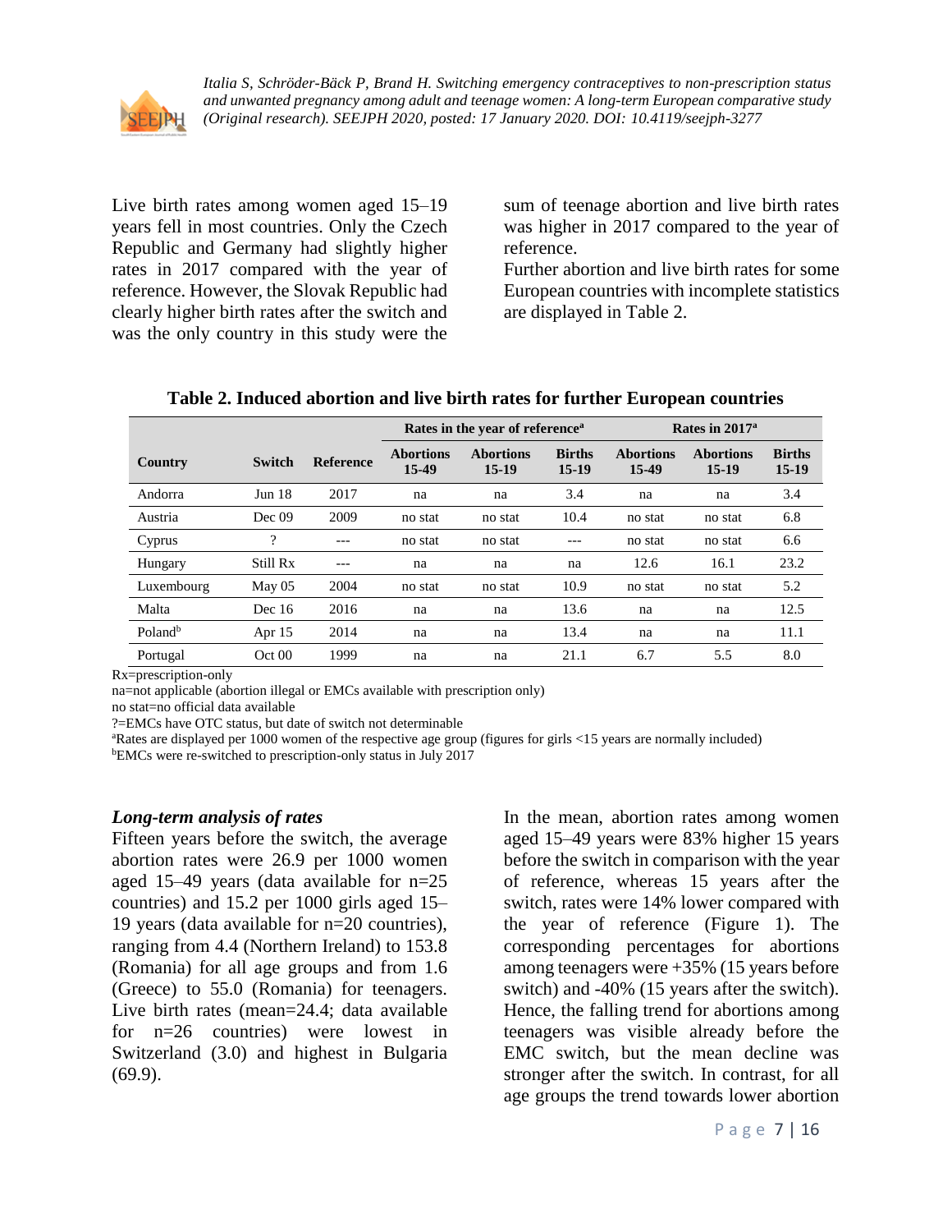Live birth rates among women aged 15–19 years fell in most countries. Only the Czech Republic and Germany had slightly higher rates in 2017 compared with the year of reference. However, the Slovak Republic had clearly higher birth rates after the switch and was the only country in this study were the sum of teenage abortion and live birth rates was higher in 2017 compared to the year of reference.

Further abortion and live birth rates for some European countries with incomplete statistics are displayed in Table 2.

**Table 2. Induced abortion and live birth rates for further European countries**

| Country | Switch | Reference | Rates in the year of reference[a] | | | Rates in 2017[a] | | |
|---|---|---|---|---|---|---|---|---|
| | | | **Abortions 15-49** | **Abortions 15-19** | **Births 15-19** | **Abortions 15-49** | **Abortions 15-19** | **Births 15-19** |
| Andorra | Jun 18 | 2017 | na | na | 3.4 | na | na | 3.4 |
| Austria | Dec 09 | 2009 | no stat | no stat | 10.4 | no stat | no stat | 6.8 |
| Cyprus | ? | --- | no stat | no stat | --- | no stat | no stat | 6.6 |
| Hungary | Still Rx | --- | na | na | na | 12.6 | 16.1 | 23.2 |
| Luxembourg | May 05 | 2004 | no stat | no stat | 10.9 | no stat | no stat | 5.2 |
| Malta | Dec 16 | 2016 | na | na | 13.6 | na | na | 12.5 |
| Poland[b] | Apr 15 | 2014 | na | na | 13.4 | na | na | 11.1 |
| Portugal | Oct 00 | 1999 | na | na | 21.1 | 6.7 | 5.5 | 8.0 |

Rx=prescription-only
na=not applicable (abortion illegal or EMCs available with prescription only)
no stat=no official data available
?=EMCs have OTC status, but date of switch not determinable
[a]Rates are displayed per 1000 women of the respective age group (figures for girls <15 years are normally included)
[b]EMCs were re-switched to prescription-only status in July 2017

### *Long-term analysis of rates*

Fifteen years before the switch, the average abortion rates were 26.9 per 1000 women aged 15–49 years (data available for n=25 countries) and 15.2 per 1000 girls aged 15–19 years (data available for n=20 countries), ranging from 4.4 (Northern Ireland) to 153.8 (Romania) for all age groups and from 1.6 (Greece) to 55.0 (Romania) for teenagers. Live birth rates (mean=24.4; data available for n=26 countries) were lowest in Switzerland (3.0) and highest in Bulgaria (69.9).

In the mean, abortion rates among women aged 15–49 years were 83% higher 15 years before the switch in comparison with the year of reference, whereas 15 years after the switch, rates were 14% lower compared with the year of reference (Figure 1). The corresponding percentages for abortions among teenagers were +35% (15 years before switch) and -40% (15 years after the switch). Hence, the falling trend for abortions among teenagers was visible already before the EMC switch, but the mean decline was stronger after the switch. In contrast, for all age groups the trend towards lower abortion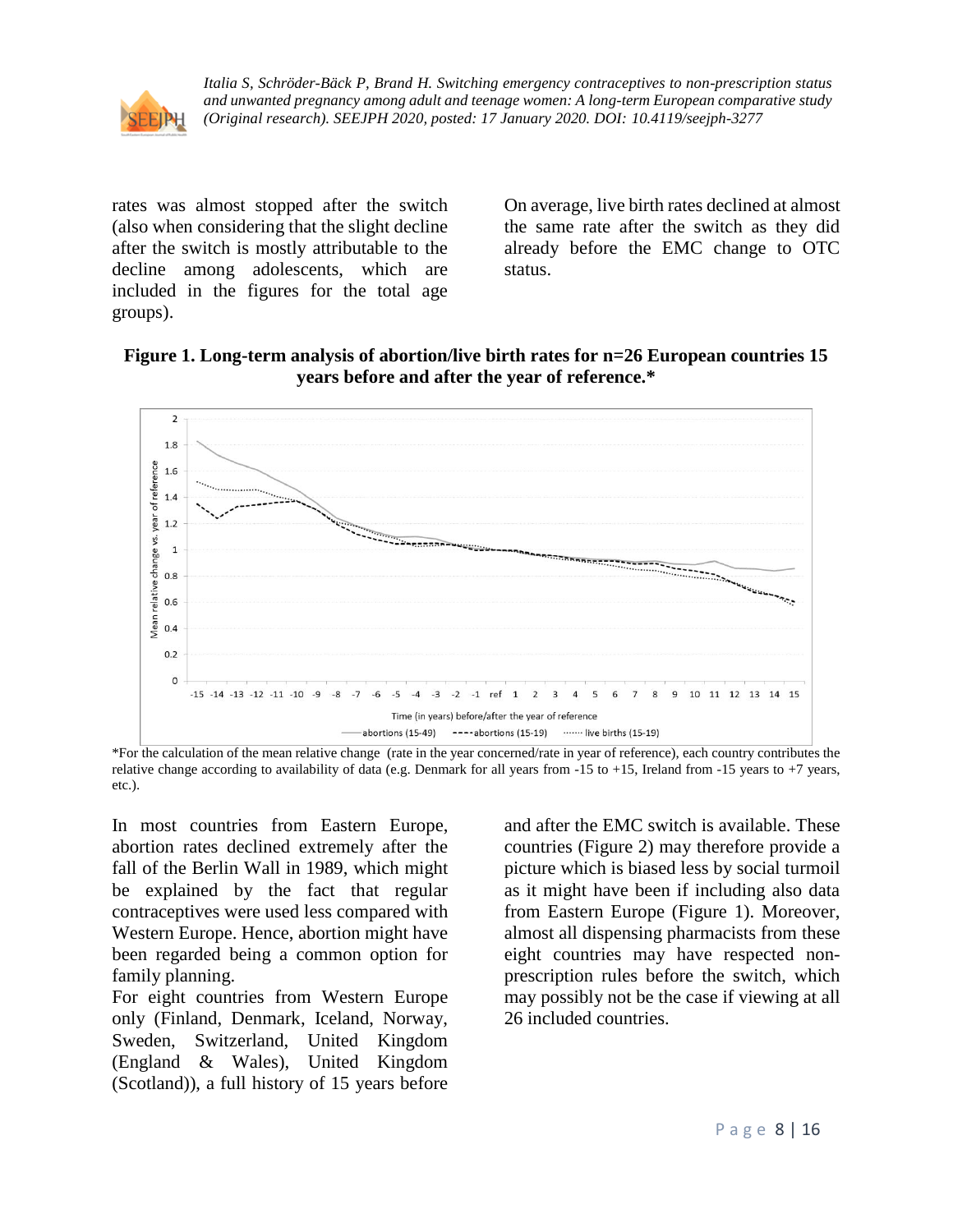rates was almost stopped after the switch (also when considering that the slight decline after the switch is mostly attributable to the decline among adolescents, which are included in the figures for the total age groups).

On average, live birth rates declined at almost the same rate after the switch as they did already before the EMC change to OTC status.

**Figure 1. Long-term analysis of abortion/live birth rates for n=26 European countries 15 years before and after the year of reference.***

*For the calculation of the mean relative change (rate in the year concerned/rate in year of reference), each country contributes the relative change according to availability of data (e.g. Denmark for all years from -15 to +15, Ireland from -15 years to +7 years, etc.).

In most countries from Eastern Europe, abortion rates declined extremely after the fall of the Berlin Wall in 1989, which might be explained by the fact that regular contraceptives were used less compared with Western Europe. Hence, abortion might have been regarded being a common option for family planning.

For eight countries from Western Europe only (Finland, Denmark, Iceland, Norway, Sweden, Switzerland, United Kingdom (England & Wales), United Kingdom (Scotland)), a full history of 15 years before and after the EMC switch is available. These countries (Figure 2) may therefore provide a picture which is biased less by social turmoil as it might have been if including also data from Eastern Europe (Figure 1). Moreover, almost all dispensing pharmacists from these eight countries may have respected non-prescription rules before the switch, which may possibly not be the case if viewing at all 26 included countries.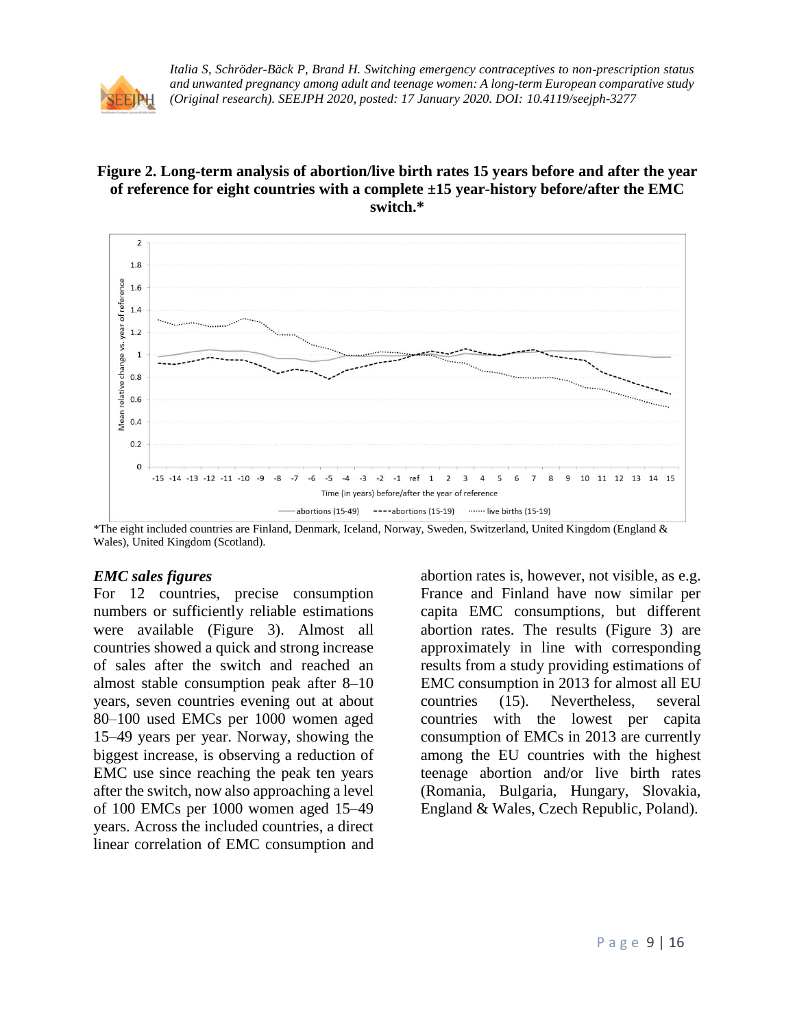**Figure 2. Long-term analysis of abortion/live birth rates 15 years before and after the year of reference for eight countries with a complete ±15 year-history before/after the EMC switch.***

*The eight included countries are Finland, Denmark, Iceland, Norway, Sweden, Switzerland, United Kingdom (England & Wales), United Kingdom (Scotland).

### *EMC sales figures*

For 12 countries, precise consumption numbers or sufficiently reliable estimations were available (Figure 3). Almost all countries showed a quick and strong increase of sales after the switch and reached an almost stable consumption peak after 8–10 years, seven countries evening out at about 80–100 used EMCs per 1000 women aged 15–49 years per year. Norway, showing the biggest increase, is observing a reduction of EMC use since reaching the peak ten years after the switch, now also approaching a level of 100 EMCs per 1000 women aged 15–49 years. Across the included countries, a direct linear correlation of EMC consumption and abortion rates is, however, not visible, as e.g. France and Finland have now similar per capita EMC consumptions, but different abortion rates. The results (Figure 3) are approximately in line with corresponding results from a study providing estimations of EMC consumption in 2013 for almost all EU countries (15). Nevertheless, several countries with the lowest per capita consumption of EMCs in 2013 are currently among the EU countries with the highest teenage abortion and/or live birth rates (Romania, Bulgaria, Hungary, Slovakia, England & Wales, Czech Republic, Poland).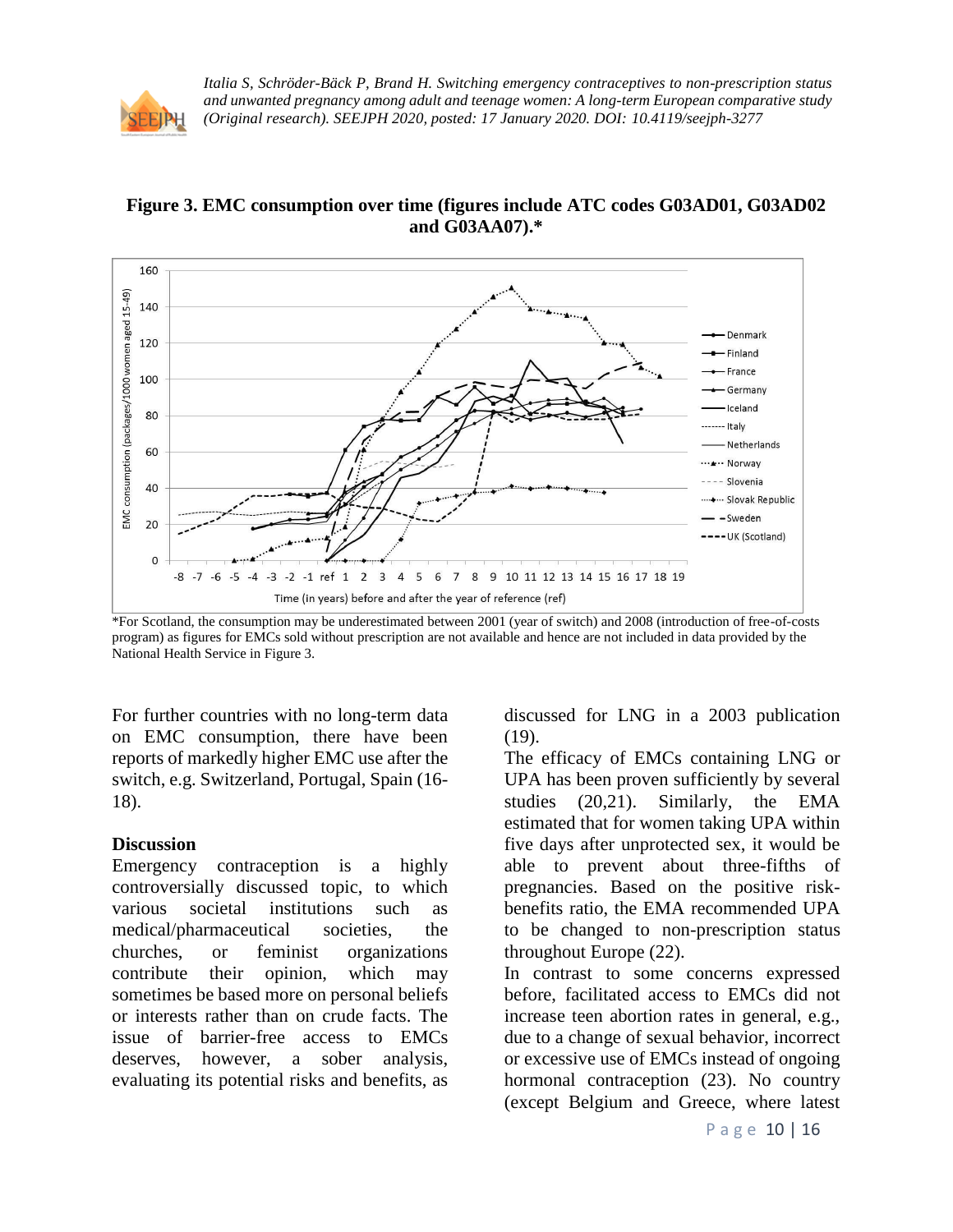**Figure 3. EMC consumption over time (figures include ATC codes G03AD01, G03AD02 and G03AA07).***

*For Scotland, the consumption may be underestimated between 2001 (year of switch) and 2008 (introduction of free-of-costs program) as figures for EMCs sold without prescription are not available and hence are not included in data provided by the National Health Service in Figure 3.

For further countries with no long-term data on EMC consumption, there have been reports of markedly higher EMC use after the switch, e.g. Switzerland, Portugal, Spain (16-18).

## Discussion

Emergency contraception is a highly controversially discussed topic, to which various societal institutions such as medical/pharmaceutical societies, the churches, or feminist organizations contribute their opinion, which may sometimes be based more on personal beliefs or interests rather than on crude facts. The issue of barrier-free access to EMCs deserves, however, a sober analysis, evaluating its potential risks and benefits, as discussed for LNG in a 2003 publication (19).

The efficacy of EMCs containing LNG or UPA has been proven sufficiently by several studies (20,21). Similarly, the EMA estimated that for women taking UPA within five days after unprotected sex, it would be able to prevent about three-fifths of pregnancies. Based on the positive risk-benefits ratio, the EMA recommended UPA to be changed to non-prescription status throughout Europe (22).

In contrast to some concerns expressed before, facilitated access to EMCs did not increase teen abortion rates in general, e.g., due to a change of sexual behavior, incorrect or excessive use of EMCs instead of ongoing hormonal contraception (23). No country (except Belgium and Greece, where latest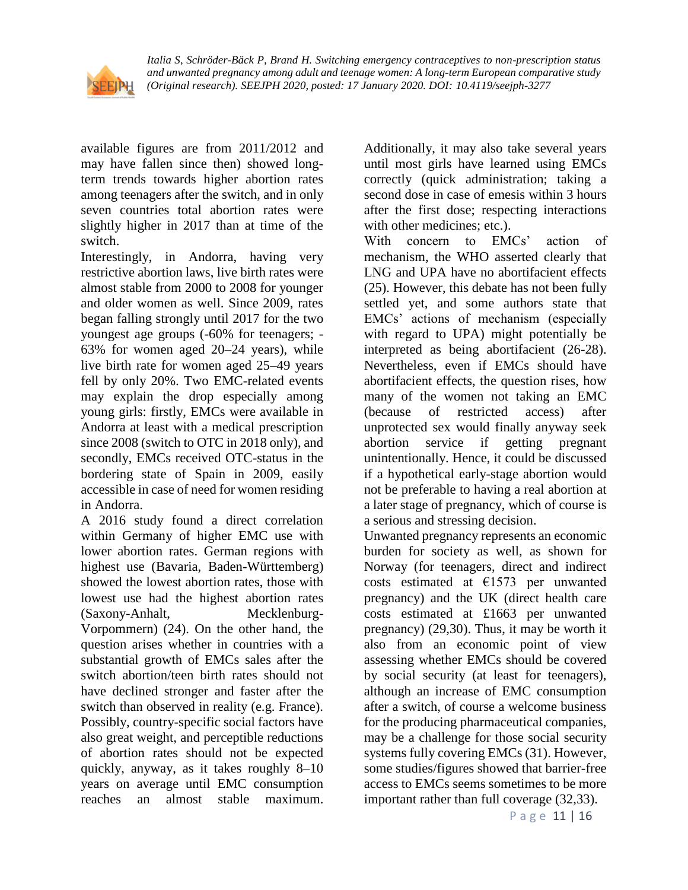available figures are from 2011/2012 and may have fallen since then) showed long-term trends towards higher abortion rates among teenagers after the switch, and in only seven countries total abortion rates were slightly higher in 2017 than at time of the switch.

Interestingly, in Andorra, having very restrictive abortion laws, live birth rates were almost stable from 2000 to 2008 for younger and older women as well. Since 2009, rates began falling strongly until 2017 for the two youngest age groups (-60% for teenagers; -63% for women aged 20–24 years), while live birth rate for women aged 25–49 years fell by only 20%. Two EMC-related events may explain the drop especially among young girls: firstly, EMCs were available in Andorra at least with a medical prescription since 2008 (switch to OTC in 2018 only), and secondly, EMCs received OTC-status in the bordering state of Spain in 2009, easily accessible in case of need for women residing in Andorra.

A 2016 study found a direct correlation within Germany of higher EMC use with lower abortion rates. German regions with highest use (Bavaria, Baden-Württemberg) showed the lowest abortion rates, those with lowest use had the highest abortion rates (Saxony-Anhalt, Mecklenburg-Vorpommern) (24). On the other hand, the question arises whether in countries with a substantial growth of EMCs sales after the switch abortion/teen birth rates should not have declined stronger and faster after the switch than observed in reality (e.g. France). Possibly, country-specific social factors have also great weight, and perceptible reductions of abortion rates should not be expected quickly, anyway, as it takes roughly 8–10 years on average until EMC consumption reaches an almost stable maximum. Additionally, it may also take several years until most girls have learned using EMCs correctly (quick administration; taking a second dose in case of emesis within 3 hours after the first dose; respecting interactions with other medicines; etc.).

With concern to EMCs' action of mechanism, the WHO asserted clearly that LNG and UPA have no abortifacient effects (25). However, this debate has not been fully settled yet, and some authors state that EMCs' actions of mechanism (especially with regard to UPA) might potentially be interpreted as being abortifacent (26-28). Nevertheless, even if EMCs should have abortifacient effects, the question rises, how many of the women not taking an EMC (because of restricted access) after unprotected sex would finally anyway seek abortion service if getting pregnant unintentionally. Hence, it could be discussed if a hypothetical early-stage abortion would not be preferable to having a real abortion at a later stage of pregnancy, which of course is a serious and stressing decision.

Unwanted pregnancy represents an economic burden for society as well, as shown for Norway (for teenagers, direct and indirect costs estimated at €1573 per unwanted pregnancy) and the UK (direct health care costs estimated at £1663 per unwanted pregnancy) (29,30). Thus, it may be worth it also from an economic point of view assessing whether EMCs should be covered by social security (at least for teenagers), although an increase of EMC consumption after a switch, of course a welcome business for the producing pharmaceutical companies, may be a challenge for those social security systems fully covering EMCs (31). However, some studies/figures showed that barrier-free access to EMCs seems sometimes to be more important rather than full coverage (32,33).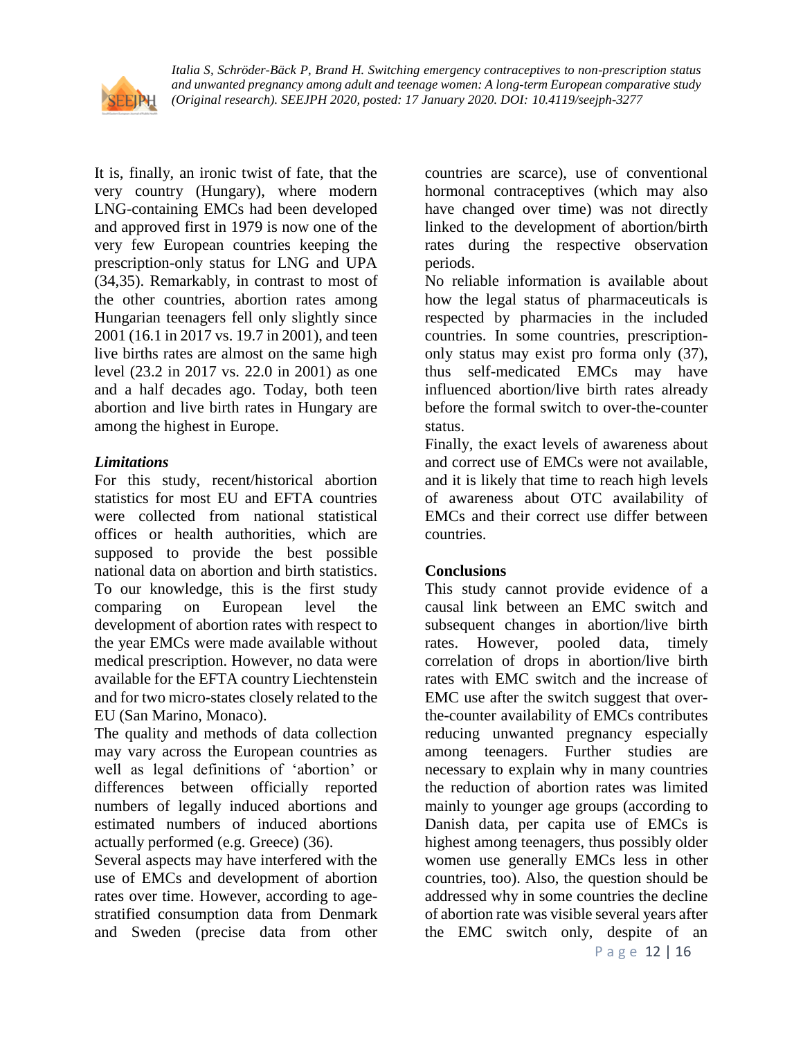It is, finally, an ironic twist of fate, that the very country (Hungary), where modern LNG-containing EMCs had been developed and approved first in 1979 is now one of the very few European countries keeping the prescription-only status for LNG and UPA (34,35). Remarkably, in contrast to most of the other countries, abortion rates among Hungarian teenagers fell only slightly since 2001 (16.1 in 2017 vs. 19.7 in 2001), and teen live births rates are almost on the same high level (23.2 in 2017 vs. 22.0 in 2001) as one and a half decades ago. Today, both teen abortion and live birth rates in Hungary are among the highest in Europe.

### *Limitations*

For this study, recent/historical abortion statistics for most EU and EFTA countries were collected from national statistical offices or health authorities, which are supposed to provide the best possible national data on abortion and birth statistics. To our knowledge, this is the first study comparing on European level the development of abortion rates with respect to the year EMCs were made available without medical prescription. However, no data were available for the EFTA country Liechtenstein and for two micro-states closely related to the EU (San Marino, Monaco).

The quality and methods of data collection may vary across the European countries as well as legal definitions of 'abortion' or differences between officially reported numbers of legally induced abortions and estimated numbers of induced abortions actually performed (e.g. Greece) (36).

Several aspects may have interfered with the use of EMCs and development of abortion rates over time. However, according to age-stratified consumption data from Denmark and Sweden (precise data from other countries are scarce), use of conventional hormonal contraceptives (which may also have changed over time) was not directly linked to the development of abortion/birth rates during the respective observation periods.

No reliable information is available about how the legal status of pharmaceuticals is respected by pharmacies in the included countries. In some countries, prescription-only status may exist pro forma only (37), thus self-medicated EMCs may have influenced abortion/live birth rates already before the formal switch to over-the-counter status.

Finally, the exact levels of awareness about and correct use of EMCs were not available, and it is likely that time to reach high levels of awareness about OTC availability of EMCs and their correct use differ between countries.

### **Conclusions**

This study cannot provide evidence of a causal link between an EMC switch and subsequent changes in abortion/live birth rates. However, pooled data, timely correlation of drops in abortion/live birth rates with EMC switch and the increase of EMC use after the switch suggest that over-the-counter availability of EMCs contributes reducing unwanted pregnancy especially among teenagers. Further studies are necessary to explain why in many countries the reduction of abortion rates was limited mainly to younger age groups (according to Danish data, per capita use of EMCs is highest among teenagers, thus possibly older women use generally EMCs less in other countries, too). Also, the question should be addressed why in some countries the decline of abortion rate was visible several years after the EMC switch only, despite of an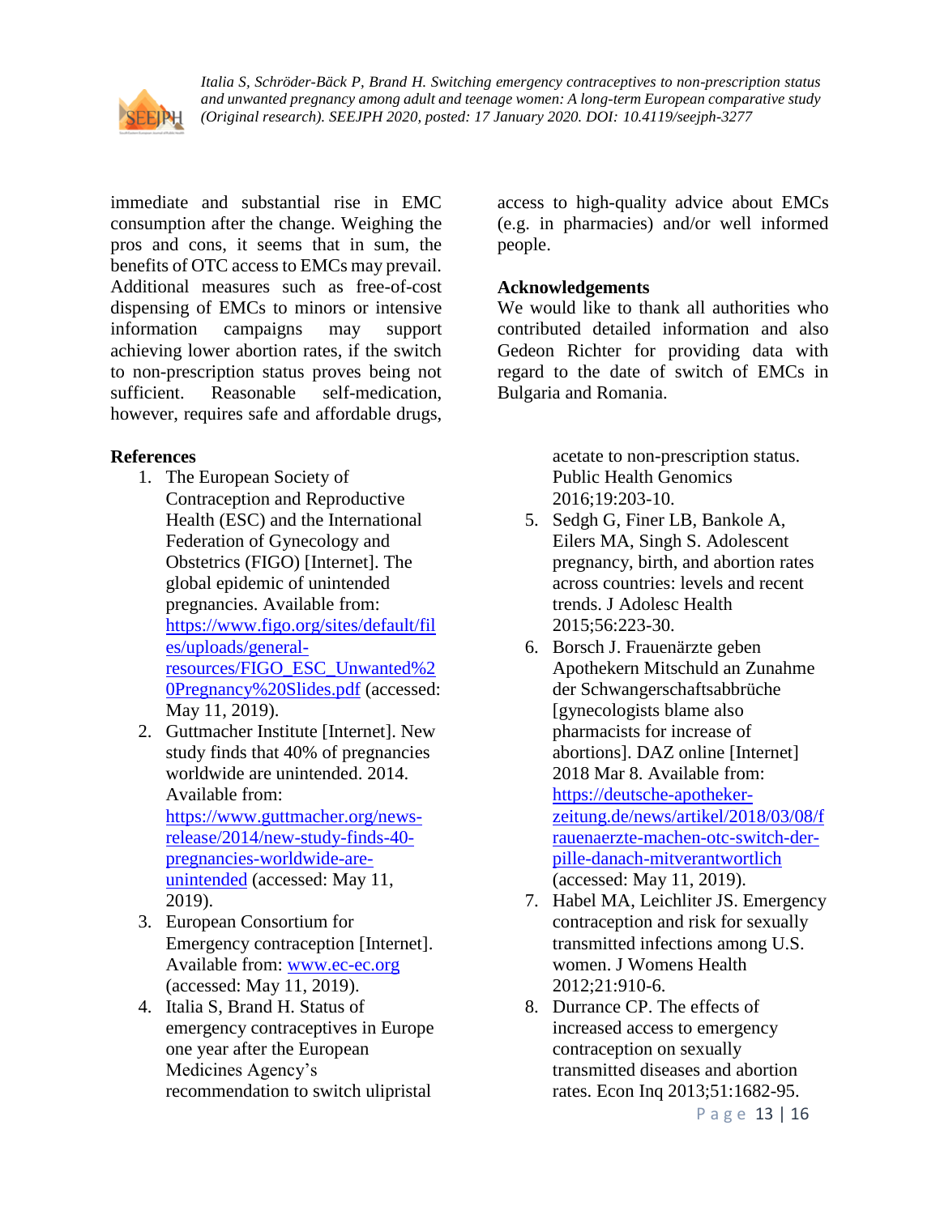immediate and substantial rise in EMC consumption after the change. Weighing the pros and cons, it seems that in sum, the benefits of OTC access to EMCs may prevail. Additional measures such as free-of-cost dispensing of EMCs to minors or intensive information campaigns may support achieving lower abortion rates, if the switch to non-prescription status proves being not sufficient. Reasonable self-medication, however, requires safe and affordable drugs, access to high-quality advice about EMCs (e.g. in pharmacies) and/or well informed people.

**Acknowledgements**

We would like to thank all authorities who contributed detailed information and also Gedeon Richter for providing data with regard to the date of switch of EMCs in Bulgaria and Romania.

**References**

1. The European Society of Contraception and Reproductive Health (ESC) and the International Federation of Gynecology and Obstetrics (FIGO) [Internet]. The global epidemic of unintended pregnancies. Available from: https://www.figo.org/sites/default/files/uploads/general-resources/FIGO_ESC_Unwanted%20Pregnancy%20Slides.pdf (accessed: May 11, 2019).
2. Guttmacher Institute [Internet]. New study finds that 40% of pregnancies worldwide are unintended. 2014. Available from: https://www.guttmacher.org/news-release/2014/new-study-finds-40-pregnancies-worldwide-are-unintended (accessed: May 11, 2019).
3. European Consortium for Emergency contraception [Internet]. Available from: www.ec-ec.org (accessed: May 11, 2019).
4. Italia S, Brand H. Status of emergency contraceptives in Europe one year after the European Medicines Agency's recommendation to switch ulipristal acetate to non-prescription status. Public Health Genomics 2016;19:203-10.
5. Sedgh G, Finer LB, Bankole A, Eilers MA, Singh S. Adolescent pregnancy, birth, and abortion rates across countries: levels and recent trends. J Adolesc Health 2015;56:223-30.
6. Borsch J. Frauenärzte geben Apothekern Mitschuld an Zunahme der Schwangerschaftsabbrüche [gynecologists blame also pharmacists for increase of abortions]. DAZ online [Internet] 2018 Mar 8. Available from: https://deutsche-apotheker-zeitung.de/news/artikel/2018/03/08/frauenaerzte-machen-otc-switch-der-pille-danach-mitverantwortlich (accessed: May 11, 2019).
7. Habel MA, Leichliter JS. Emergency contraception and risk for sexually transmitted infections among U.S. women. J Womens Health 2012;21:910-6.
8. Durrance CP. The effects of increased access to emergency contraception on sexually transmitted diseases and abortion rates. Econ Inq 2013;51:1682-95.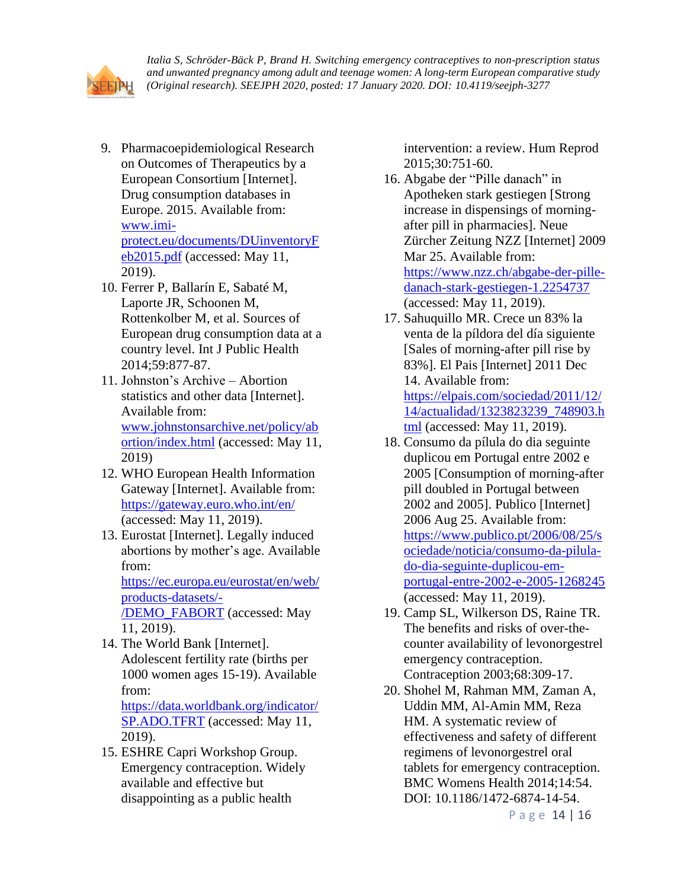9. Pharmacoepidemiological Research on Outcomes of Therapeutics by a European Consortium [Internet]. Drug consumption databases in Europe. 2015. Available from: www.imi-protect.eu/documents/DUinventoryFeb2015.pdf (accessed: May 11, 2019).
10. Ferrer P, Ballarín E, Sabaté M, Laporte JR, Schoonen M, Rottenkolber M, et al. Sources of European drug consumption data at a country level. Int J Public Health 2014;59:877-87.
11. Johnston's Archive – Abortion statistics and other data [Internet]. Available from: www.johnstonsarchive.net/policy/abortion/index.html (accessed: May 11, 2019)
12. WHO European Health Information Gateway [Internet]. Available from: https://gateway.euro.who.int/en/ (accessed: May 11, 2019).
13. Eurostat [Internet]. Legally induced abortions by mother's age. Available from: https://ec.europa.eu/eurostat/en/web/products-datasets/-/DEMO_FABORT (accessed: May 11, 2019).
14. The World Bank [Internet]. Adolescent fertility rate (births per 1000 women ages 15-19). Available from: https://data.worldbank.org/indicator/SP.ADO.TFRT (accessed: May 11, 2019).
15. ESHRE Capri Workshop Group. Emergency contraception. Widely available and effective but disappointing as a public health intervention: a review. Hum Reprod 2015;30:751-60.
16. Abgabe der "Pille danach" in Apotheken stark gestiegen [Strong increase in dispensings of morning-after pill in pharmacies]. Neue Zürcher Zeitung NZZ [Internet] 2009 Mar 25. Available from: https://www.nzz.ch/abgabe-der-pille-danach-stark-gestiegen-1.2254737 (accessed: May 11, 2019).
17. Sahuquillo MR. Crece un 83% la venta de la píldora del día siguiente [Sales of morning-after pill rise by 83%]. El Pais [Internet] 2011 Dec 14. Available from: https://elpais.com/sociedad/2011/12/14/actualidad/1323823239_748903.html (accessed: May 11, 2019).
18. Consumo da pílula do dia seguinte duplicou em Portugal entre 2002 e 2005 [Consumption of morning-after pill doubled in Portugal between 2002 and 2005]. Publico [Internet] 2006 Aug 25. Available from: https://www.publico.pt/2006/08/25/sociedade/noticia/consumo-da-pilula-do-dia-seguinte-duplicou-em-portugal-entre-2002-e-2005-1268245 (accessed: May 11, 2019).
19. Camp SL, Wilkerson DS, Raine TR. The benefits and risks of over-the-counter availability of levonorgestrel emergency contraception. Contraception 2003;68:309-17.
20. Shohel M, Rahman MM, Zaman A, Uddin MM, Al-Amin MM, Reza HM. A systematic review of effectiveness and safety of different regimens of levonorgestrel oral tablets for emergency contraception. BMC Womens Health 2014;14:54. DOI: 10.1186/1472-6874-14-54.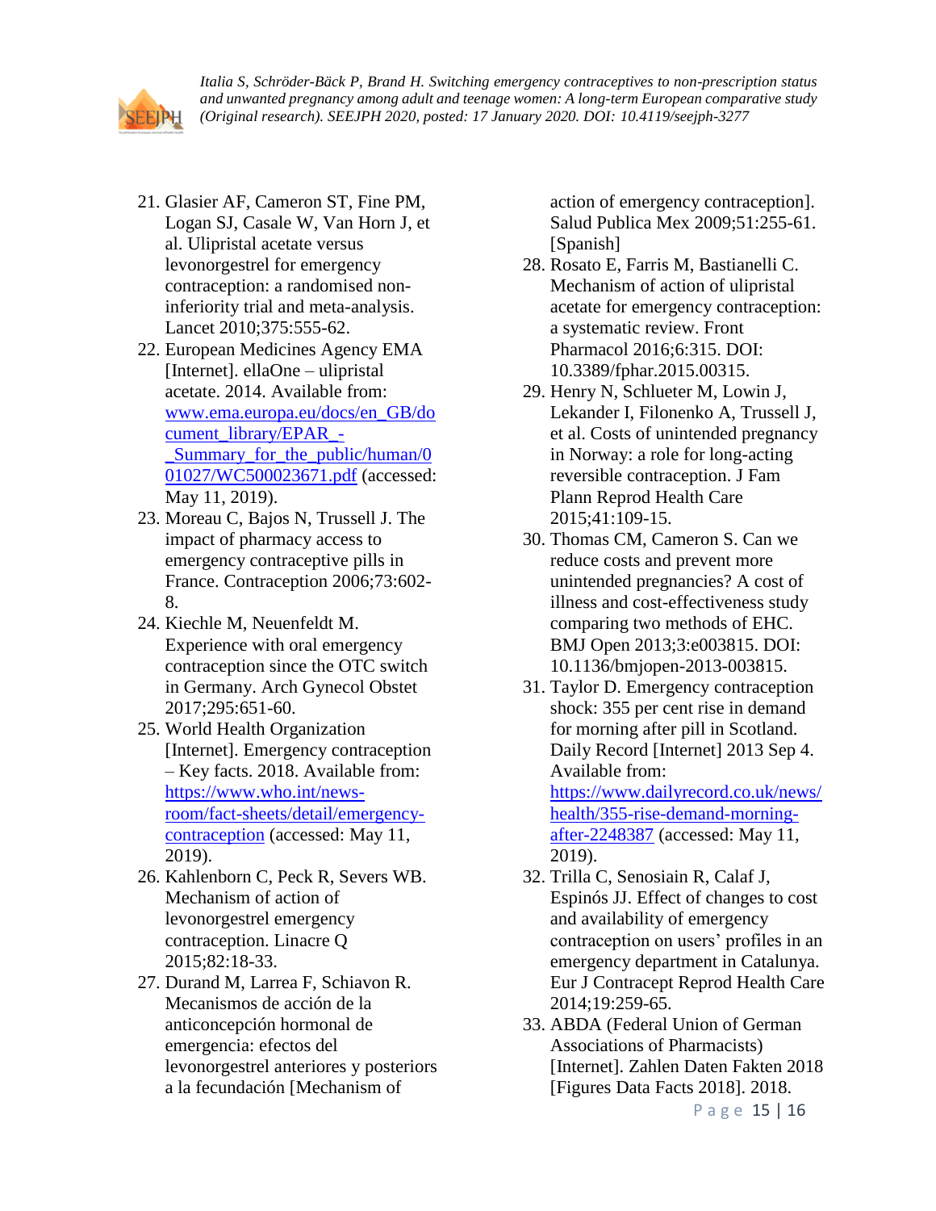21. Glasier AF, Cameron ST, Fine PM, Logan SJ, Casale W, Van Horn J, et al. Ulipristal acetate versus levonorgestrel for emergency contraception: a randomised non-inferiority trial and meta-analysis. Lancet 2010;375:555-62.
22. European Medicines Agency EMA [Internet]. ellaOne – ulipristal acetate. 2014. Available from: www.ema.europa.eu/docs/en_GB/document_library/EPAR_-_Summary_for_the_public/human/001027/WC500023671.pdf (accessed: May 11, 2019).
23. Moreau C, Bajos N, Trussell J. The impact of pharmacy access to emergency contraceptive pills in France. Contraception 2006;73:602-8.
24. Kiechle M, Neuenfeldt M. Experience with oral emergency contraception since the OTC switch in Germany. Arch Gynecol Obstet 2017;295:651-60.
25. World Health Organization [Internet]. Emergency contraception – Key facts. 2018. Available from: https://www.who.int/news-room/fact-sheets/detail/emergency-contraception (accessed: May 11, 2019).
26. Kahlenborn C, Peck R, Severs WB. Mechanism of action of levonorgestrel emergency contraception. Linacre Q 2015;82:18-33.
27. Durand M, Larrea F, Schiavon R. Mecanismos de acción de la anticoncepción hormonal de emergencia: efectos del levonorgestrel anteriores y posteriors a la fecundación [Mechanism of action of emergency contraception]. Salud Publica Mex 2009;51:255-61. [Spanish]
28. Rosato E, Farris M, Bastianelli C. Mechanism of action of ulipristal acetate for emergency contraception: a systematic review. Front Pharmacol 2016;6:315. DOI: 10.3389/fphar.2015.00315.
29. Henry N, Schlueter M, Lowin J, Lekander I, Filonenko A, Trussell J, et al. Costs of unintended pregnancy in Norway: a role for long-acting reversible contraception. J Fam Plann Reprod Health Care 2015;41:109-15.
30. Thomas CM, Cameron S. Can we reduce costs and prevent more unintended pregnancies? A cost of illness and cost-effectiveness study comparing two methods of EHC. BMJ Open 2013;3:e003815. DOI: 10.1136/bmjopen-2013-003815.
31. Taylor D. Emergency contraception shock: 355 per cent rise in demand for morning after pill in Scotland. Daily Record [Internet] 2013 Sep 4. Available from: https://www.dailyrecord.co.uk/news/health/355-rise-demand-morning-after-2248387 (accessed: May 11, 2019).
32. Trilla C, Senosiain R, Calaf J, Espinós JJ. Effect of changes to cost and availability of emergency contraception on users' profiles in an emergency department in Catalunya. Eur J Contracept Reprod Health Care 2014;19:259-65.
33. ABDA (Federal Union of German Associations of Pharmacists) [Internet]. Zahlen Daten Fakten 2018 [Figures Data Facts 2018]. 2018.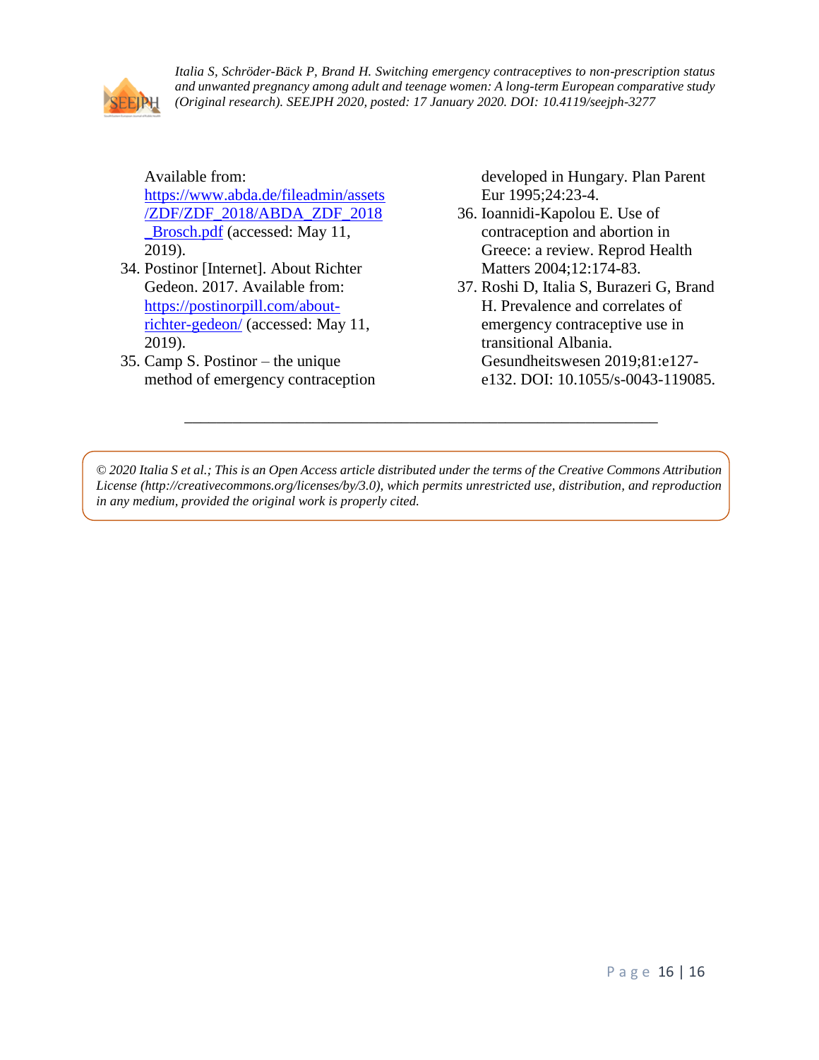Available from: https://www.abda.de/fileadmin/assets/ZDF/ZDF_2018/ABDA_ZDF_2018_Brosch.pdf (accessed: May 11, 2019).

34. Postinor [Internet]. About Richter Gedeon. 2017. Available from: https://postinorpill.com/about-richter-gedeon/ (accessed: May 11, 2019).
35. Camp S. Postinor – the unique method of emergency contraception developed in Hungary. Plan Parent Eur 1995;24:23-4.
36. Ioannidi-Kapolou E. Use of contraception and abortion in Greece: a review. Reprod Health Matters 2004;12:174-83.
37. Roshi D, Italia S, Burazeri G, Brand H. Prevalence and correlates of emergency contraceptive use in transitional Albania. Gesundheitswesen 2019;81:e127-e132. DOI: 10.1055/s-0043-119085.

---

*© 2020 Italia S et al.; This is an Open Access article distributed under the terms of the Creative Commons Attribution License (http://creativecommons.org/licenses/by/3.0), which permits unrestricted use, distribution, and reproduction in any medium, provided the original work is properly cited.*